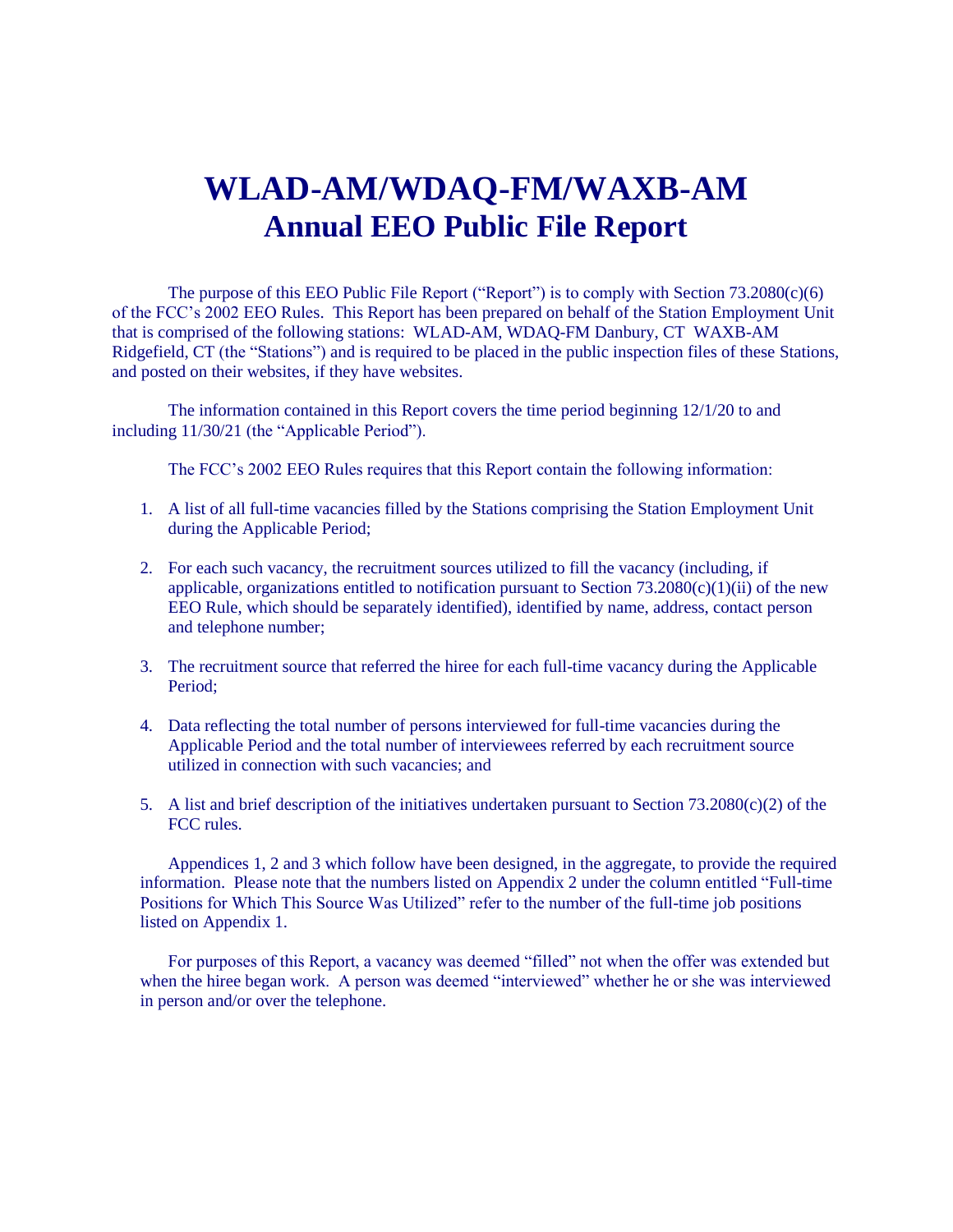# WLAD-AM/WDAQ-FM/WAXB-AM
## Annual EEO Public File Report

The purpose of this EEO Public File Report ("Report") is to comply with Section 73.2080(c)(6) of the FCC's 2002 EEO Rules. This Report has been prepared on behalf of the Station Employment Unit that is comprised of the following stations: WLAD-AM, WDAQ-FM Danbury, CT WAXB-AM Ridgefield, CT (the "Stations") and is required to be placed in the public inspection files of these Stations, and posted on their websites, if they have websites.

The information contained in this Report covers the time period beginning 12/1/20 to and including 11/30/21 (the "Applicable Period").

The FCC's 2002 EEO Rules requires that this Report contain the following information:

1. A list of all full-time vacancies filled by the Stations comprising the Station Employment Unit during the Applicable Period;

2. For each such vacancy, the recruitment sources utilized to fill the vacancy (including, if applicable, organizations entitled to notification pursuant to Section 73.2080(c)(1)(ii) of the new EEO Rule, which should be separately identified), identified by name, address, contact person and telephone number;

3. The recruitment source that referred the hiree for each full-time vacancy during the Applicable Period;

4. Data reflecting the total number of persons interviewed for full-time vacancies during the Applicable Period and the total number of interviewees referred by each recruitment source utilized in connection with such vacancies; and

5. A list and brief description of the initiatives undertaken pursuant to Section 73.2080(c)(2) of the FCC rules.

Appendices 1, 2 and 3 which follow have been designed, in the aggregate, to provide the required information. Please note that the numbers listed on Appendix 2 under the column entitled "Full-time Positions for Which This Source Was Utilized" refer to the number of the full-time job positions listed on Appendix 1.

For purposes of this Report, a vacancy was deemed "filled" not when the offer was extended but when the hiree began work. A person was deemed "interviewed" whether he or she was interviewed in person and/or over the telephone.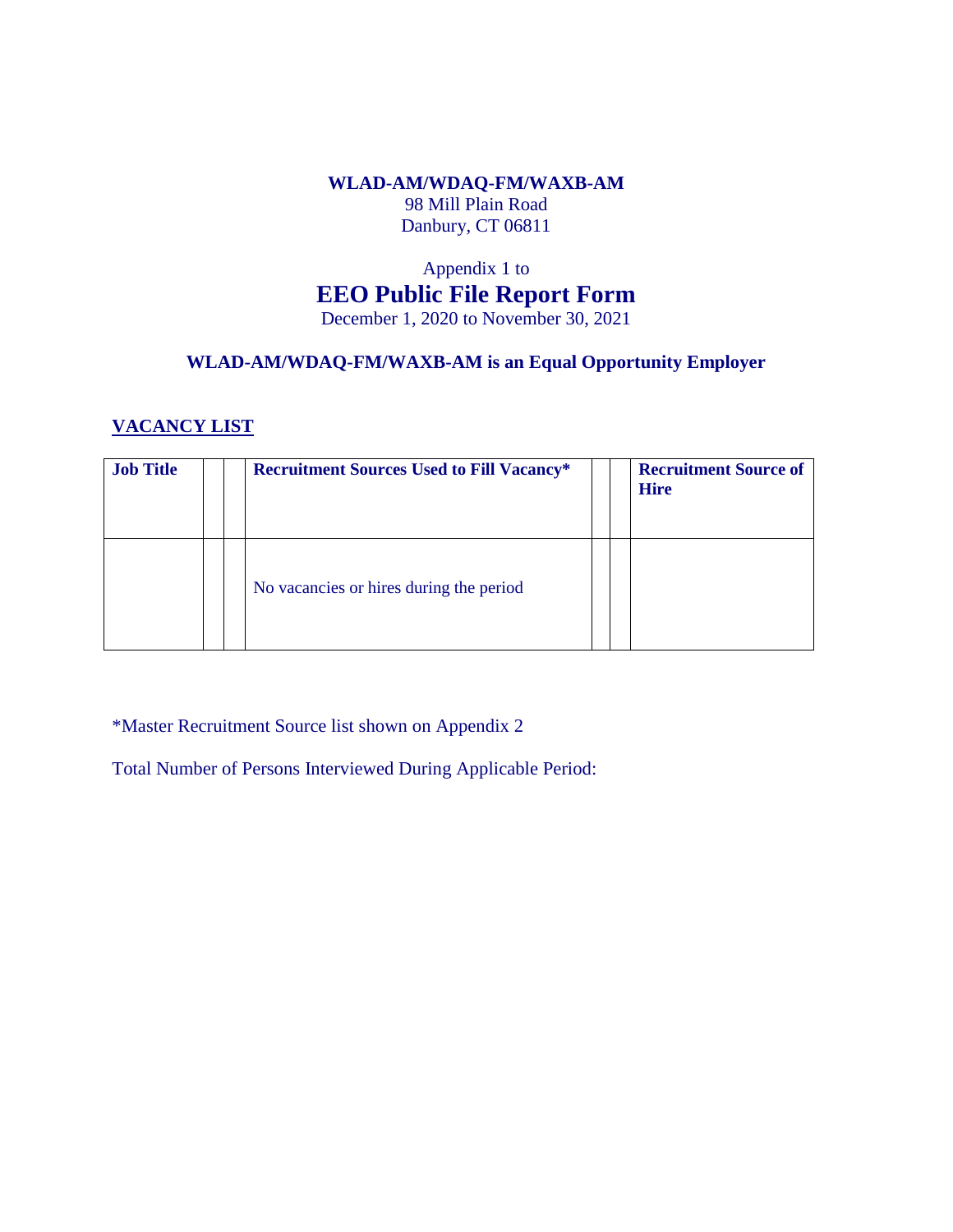**WLAD-AM/WDAQ-FM/WAXB-AM**
98 Mill Plain Road
Danbury, CT 06811

Appendix 1 to

# EEO Public File Report Form

December 1, 2020 to November 30, 2021

**WLAD-AM/WDAQ-FM/WAXB-AM is an Equal Opportunity Employer**

## VACANCY LIST

| Job Title | | Recruitment Sources Used to Fill Vacancy* | | Recruitment Source of Hire |
|---|---|---|---|---|
| | | No vacancies or hires during the period | | |

*Master Recruitment Source list shown on Appendix 2

Total Number of Persons Interviewed During Applicable Period: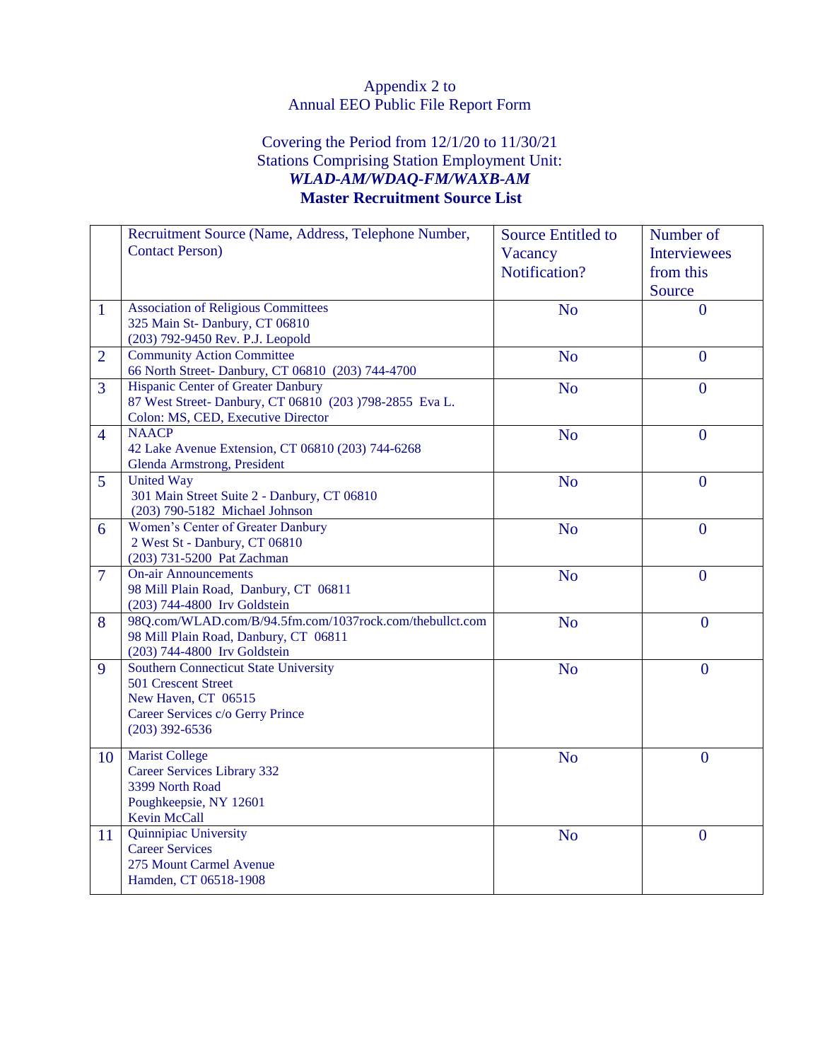Appendix 2 to
Annual EEO Public File Report Form

Covering the Period from 12/1/20 to 11/30/21
Stations Comprising Station Employment Unit:
***WLAD-AM/WDAQ-FM/WAXB-AM***
**Master Recruitment Source List**

| | Recruitment Source (Name, Address, Telephone Number, Contact Person) | Source Entitled to Vacancy Notification? | Number of Interviewees from this Source |
|---|---|---|---|
| 1 | Association of Religious Committees<br>325 Main St- Danbury, CT 06810<br>(203) 792-9450 Rev. P.J. Leopold | No | 0 |
| 2 | Community Action Committee<br>66 North Street- Danbury, CT 06810 (203) 744-4700 | No | 0 |
| 3 | Hispanic Center of Greater Danbury<br>87 West Street- Danbury, CT 06810 (203 )798-2855 Eva L. Colon: MS, CED, Executive Director | No | 0 |
| 4 | NAACP<br>42 Lake Avenue Extension, CT 06810 (203) 744-6268<br>Glenda Armstrong, President | No | 0 |
| 5 | United Way<br>301 Main Street Suite 2 - Danbury, CT 06810<br>(203) 790-5182 Michael Johnson | No | 0 |
| 6 | Women's Center of Greater Danbury<br>2 West St - Danbury, CT 06810<br>(203) 731-5200 Pat Zachman | No | 0 |
| 7 | On-air Announcements<br>98 Mill Plain Road, Danbury, CT 06811<br>(203) 744-4800 Irv Goldstein | No | 0 |
| 8 | 98Q.com/WLAD.com/B/94.5fm.com/1037rock.com/thebullct.com<br>98 Mill Plain Road, Danbury, CT 06811<br>(203) 744-4800 Irv Goldstein | No | 0 |
| 9 | Southern Connecticut State University<br>501 Crescent Street<br>New Haven, CT 06515<br>Career Services c/o Gerry Prince<br>(203) 392-6536 | No | 0 |
| 10 | Marist College<br>Career Services Library 332<br>3399 North Road<br>Poughkeepsie, NY 12601<br>Kevin McCall | No | 0 |
| 11 | Quinnipiac University<br>Career Services<br>275 Mount Carmel Avenue<br>Hamden, CT 06518-1908 | No | 0 |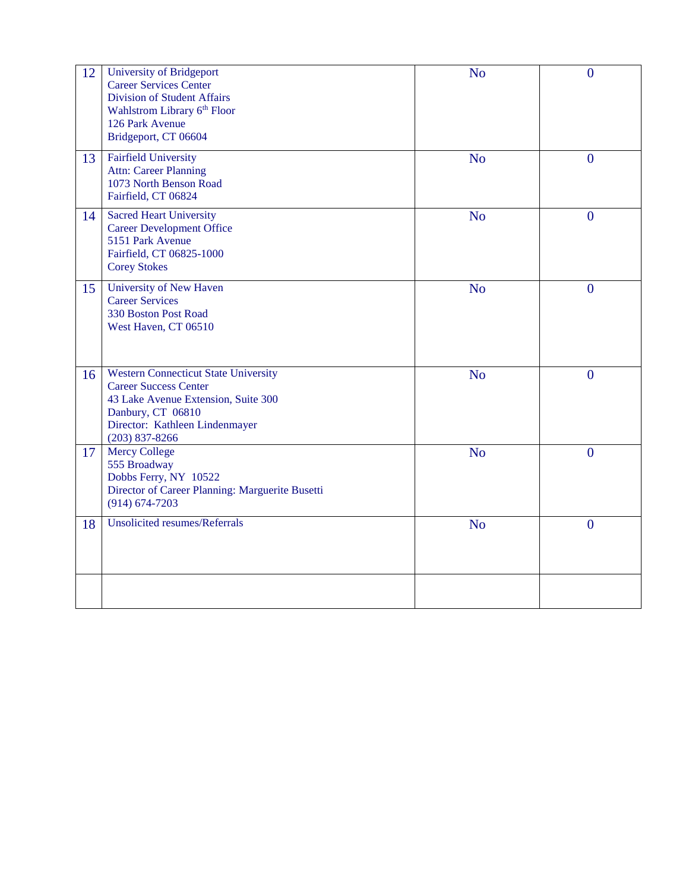| | | | |
|---|---|---|---|
| 12 | University of Bridgeport<br>Career Services Center<br>Division of Student Affairs<br>Wahlstrom Library 6th Floor<br>126 Park Avenue<br>Bridgeport, CT 06604 | No | 0 |
| 13 | Fairfield University<br>Attn: Career Planning<br>1073 North Benson Road<br>Fairfield, CT 06824 | No | 0 |
| 14 | Sacred Heart University<br>Career Development Office<br>5151 Park Avenue<br>Fairfield, CT 06825-1000<br>Corey Stokes | No | 0 |
| 15 | University of New Haven<br>Career Services<br>330 Boston Post Road<br>West Haven, CT 06510 | No | 0 |
| 16 | Western Connecticut State University<br>Career Success Center<br>43 Lake Avenue Extension, Suite 300<br>Danbury, CT 06810<br>Director: Kathleen Lindenmayer<br>(203) 837-8266 | No | 0 |
| 17 | Mercy College<br>555 Broadway<br>Dobbs Ferry, NY 10522<br>Director of Career Planning: Marguerite Busetti<br>(914) 674-7203 | No | 0 |
| 18 | Unsolicited resumes/Referrals | No | 0 |
| | | | |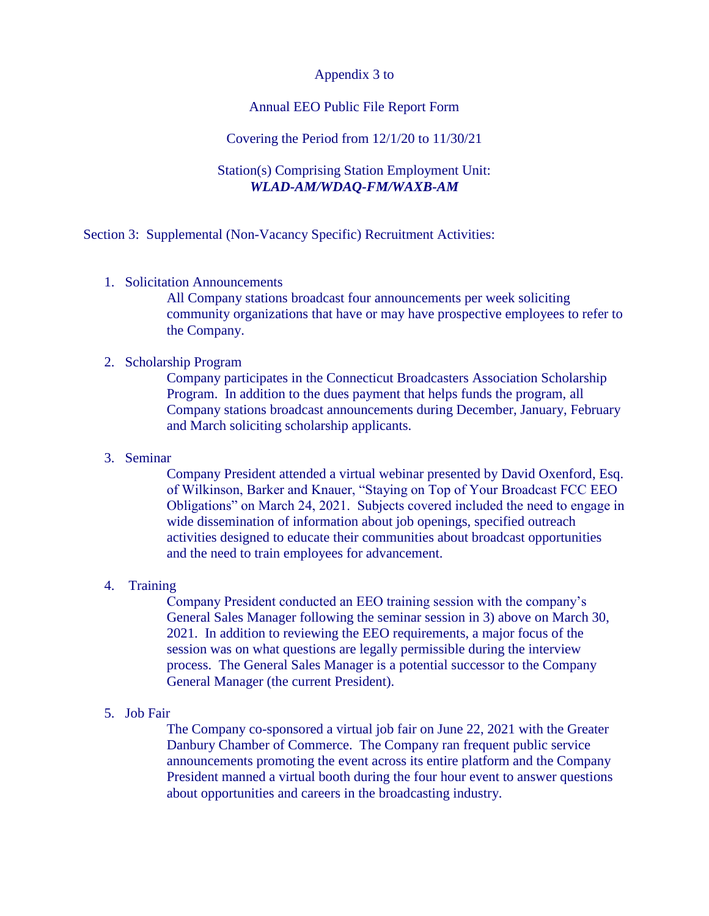Appendix 3 to

Annual EEO Public File Report Form

Covering the Period from 12/1/20 to 11/30/21

Station(s) Comprising Station Employment Unit:
***WLAD-AM/WDAQ-FM/WAXB-AM***

Section 3: Supplemental (Non-Vacancy Specific) Recruitment Activities:

1. Solicitation Announcements

   All Company stations broadcast four announcements per week soliciting community organizations that have or may have prospective employees to refer to the Company.

2. Scholarship Program

   Company participates in the Connecticut Broadcasters Association Scholarship Program. In addition to the dues payment that helps funds the program, all Company stations broadcast announcements during December, January, February and March soliciting scholarship applicants.

3. Seminar

   Company President attended a virtual webinar presented by David Oxenford, Esq. of Wilkinson, Barker and Knauer, "Staying on Top of Your Broadcast FCC EEO Obligations" on March 24, 2021. Subjects covered included the need to engage in wide dissemination of information about job openings, specified outreach activities designed to educate their communities about broadcast opportunities and the need to train employees for advancement.

4. Training

   Company President conducted an EEO training session with the company's General Sales Manager following the seminar session in 3) above on March 30, 2021. In addition to reviewing the EEO requirements, a major focus of the session was on what questions are legally permissible during the interview process. The General Sales Manager is a potential successor to the Company General Manager (the current President).

5. Job Fair

   The Company co-sponsored a virtual job fair on June 22, 2021 with the Greater Danbury Chamber of Commerce. The Company ran frequent public service announcements promoting the event across its entire platform and the Company President manned a virtual booth during the four hour event to answer questions about opportunities and careers in the broadcasting industry.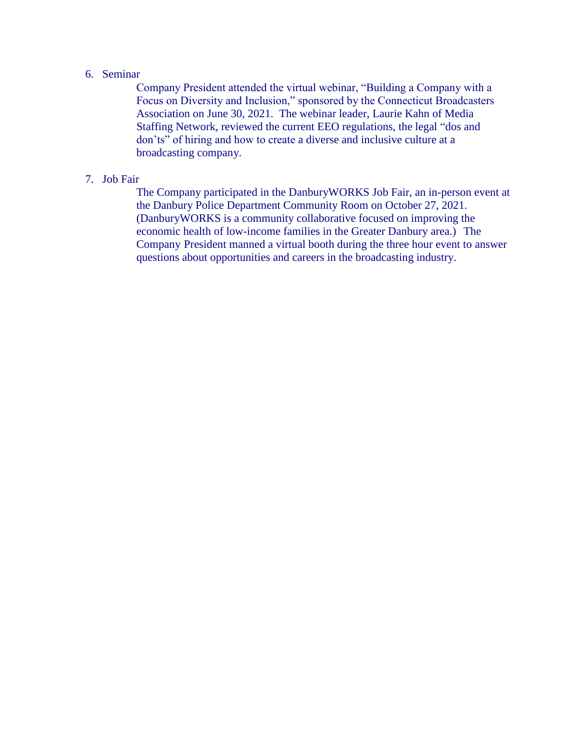6. Seminar

   Company President attended the virtual webinar, "Building a Company with a Focus on Diversity and Inclusion," sponsored by the Connecticut Broadcasters Association on June 30, 2021. The webinar leader, Laurie Kahn of Media Staffing Network, reviewed the current EEO regulations, the legal "dos and don'ts" of hiring and how to create a diverse and inclusive culture at a broadcasting company.

7. Job Fair

   The Company participated in the DanburyWORKS Job Fair, an in-person event at the Danbury Police Department Community Room on October 27, 2021. (DanburyWORKS is a community collaborative focused on improving the economic health of low-income families in the Greater Danbury area.) The Company President manned a virtual booth during the three hour event to answer questions about opportunities and careers in the broadcasting industry.